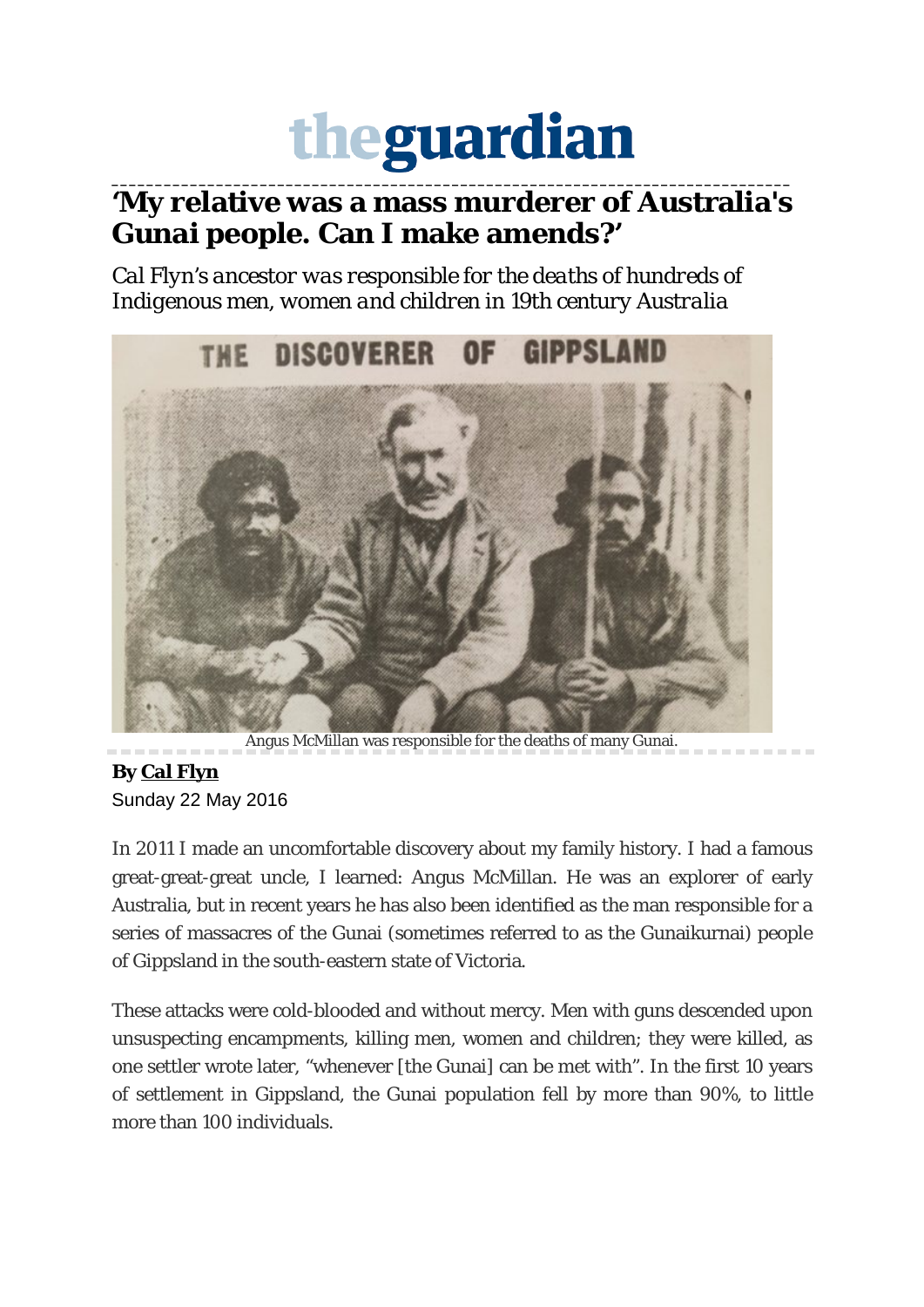# theguardian

## 'My relative was a mass murderer of Australia's Gunai people. Can I make amends?'

*Cal Flyn's ancestor was responsible for the deaths of hundreds of Indigenous men, women and children in 19th century Australia*

THE DISCOVERER OF GIPPSLAND

Angus McMillan was responsible for the deaths of many Gunai.

**By Cal Flyn**
Sunday 22 May 2016

In 2011 I made an uncomfortable discovery about my family history. I had a famous great-great-great uncle, I learned: Angus McMillan. He was an explorer of early Australia, but in recent years he has also been identified as the man responsible for a series of massacres of the Gunai (sometimes referred to as the Gunaikurnai) people of Gippsland in the south-eastern state of Victoria.

These attacks were cold-blooded and without mercy. Men with guns descended upon unsuspecting encampments, killing men, women and children; they were killed, as one settler wrote later, "whenever [the Gunai] can be met with". In the first 10 years of settlement in Gippsland, the Gunai population fell by more than 90%, to little more than 100 individuals.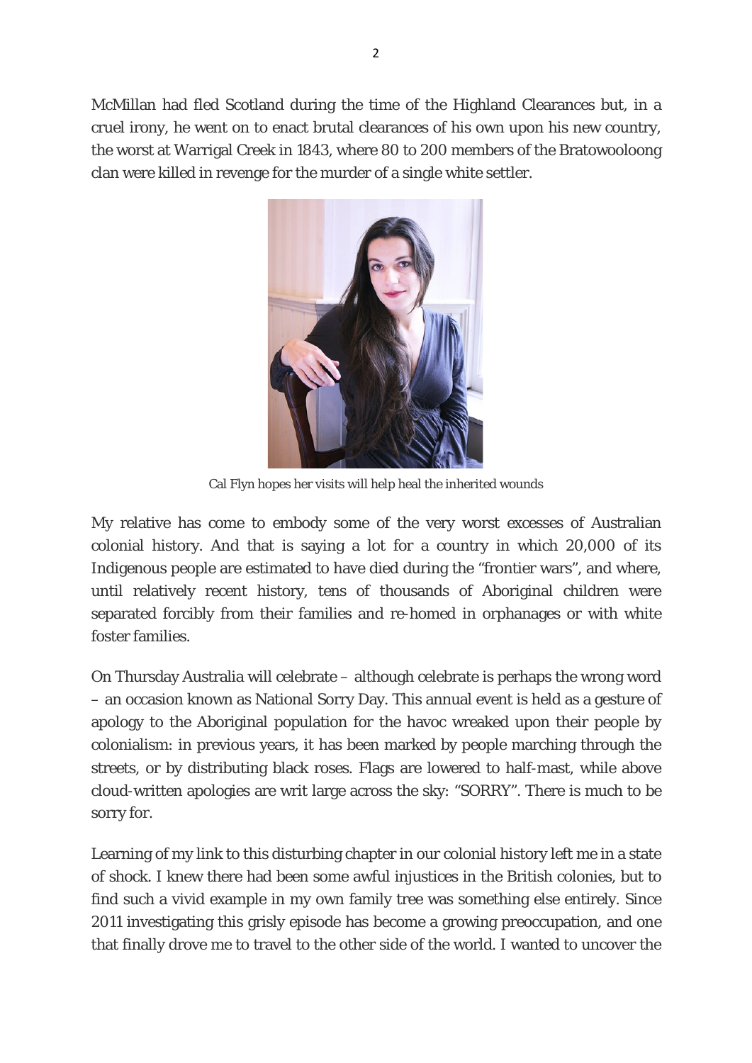McMillan had fled Scotland during the time of the Highland Clearances but, in a cruel irony, he went on to enact brutal clearances of his own upon his new country, the worst at Warrigal Creek in 1843, where 80 to 200 members of the Bratowooloong clan were killed in revenge for the murder of a single white settler.

Cal Flyn hopes her visits will help heal the inherited wounds

My relative has come to embody some of the very worst excesses of Australian colonial history. And that is saying a lot for a country in which 20,000 of its Indigenous people are estimated to have died during the "frontier wars", and where, until relatively recent history, tens of thousands of Aboriginal children were separated forcibly from their families and re-homed in orphanages or with white foster families.

On Thursday Australia will celebrate – although celebrate is perhaps the wrong word – an occasion known as National Sorry Day. This annual event is held as a gesture of apology to the Aboriginal population for the havoc wreaked upon their people by colonialism: in previous years, it has been marked by people marching through the streets, or by distributing black roses. Flags are lowered to half-mast, while above cloud-written apologies are writ large across the sky: "SORRY". There is much to be sorry for.

Learning of my link to this disturbing chapter in our colonial history left me in a state of shock. I knew there had been some awful injustices in the British colonies, but to find such a vivid example in my own family tree was something else entirely. Since 2011 investigating this grisly episode has become a growing preoccupation, and one that finally drove me to travel to the other side of the world. I wanted to uncover the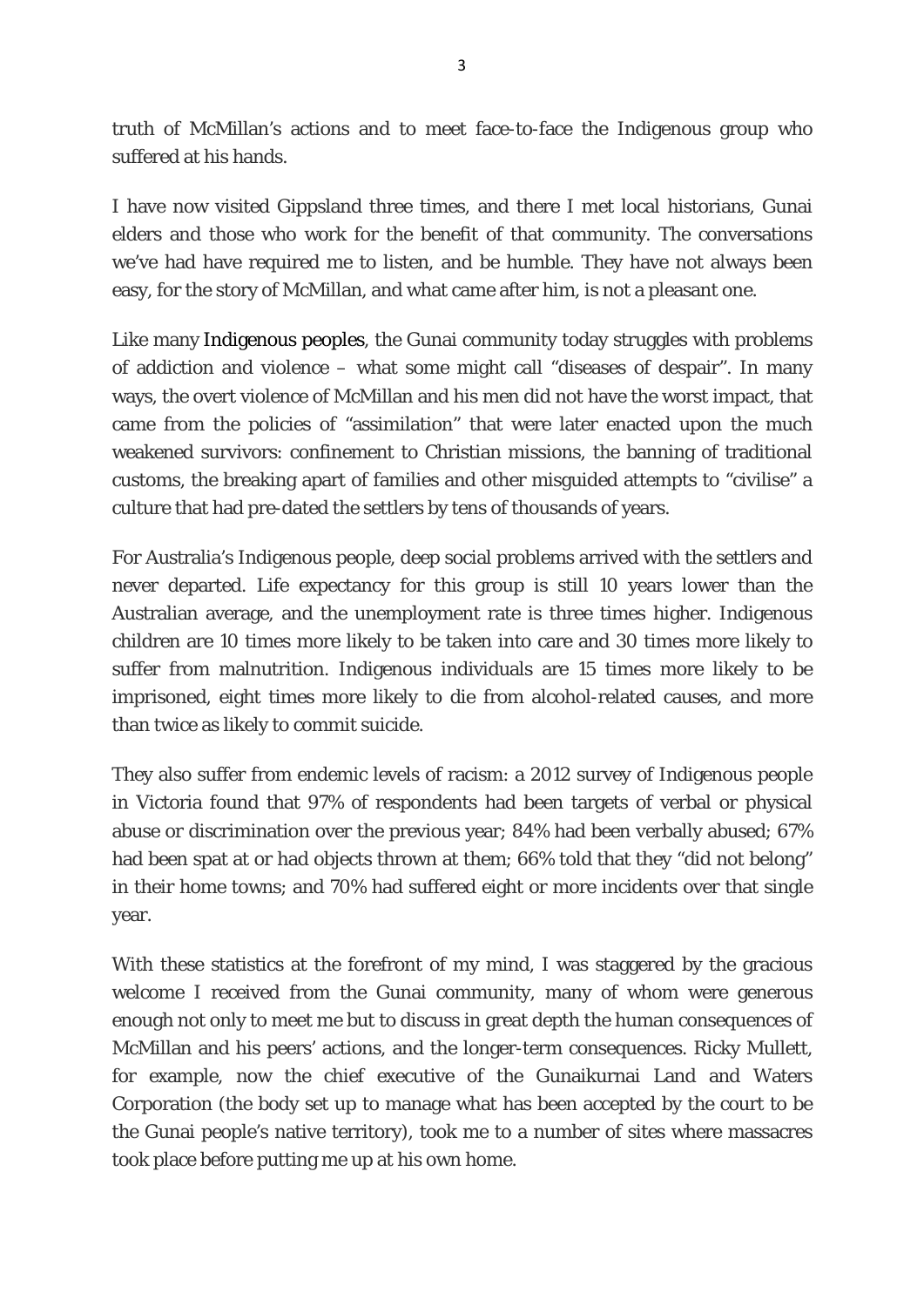truth of McMillan's actions and to meet face-to-face the Indigenous group who suffered at his hands.

I have now visited Gippsland three times, and there I met local historians, Gunai elders and those who work for the benefit of that community. The conversations we've had have required me to listen, and be humble. They have not always been easy, for the story of McMillan, and what came after him, is not a pleasant one.

Like many Indigenous peoples, the Gunai community today struggles with problems of addiction and violence – what some might call "diseases of despair". In many ways, the overt violence of McMillan and his men did not have the worst impact, that came from the policies of "assimilation" that were later enacted upon the much weakened survivors: confinement to Christian missions, the banning of traditional customs, the breaking apart of families and other misguided attempts to "civilise" a culture that had pre-dated the settlers by tens of thousands of years.

For Australia's Indigenous people, deep social problems arrived with the settlers and never departed. Life expectancy for this group is still 10 years lower than the Australian average, and the unemployment rate is three times higher. Indigenous children are 10 times more likely to be taken into care and 30 times more likely to suffer from malnutrition. Indigenous individuals are 15 times more likely to be imprisoned, eight times more likely to die from alcohol-related causes, and more than twice as likely to commit suicide.

They also suffer from endemic levels of racism: a 2012 survey of Indigenous people in Victoria found that 97% of respondents had been targets of verbal or physical abuse or discrimination over the previous year; 84% had been verbally abused; 67% had been spat at or had objects thrown at them; 66% told that they "did not belong" in their home towns; and 70% had suffered eight or more incidents over that single year.

With these statistics at the forefront of my mind, I was staggered by the gracious welcome I received from the Gunai community, many of whom were generous enough not only to meet me but to discuss in great depth the human consequences of McMillan and his peers' actions, and the longer-term consequences. Ricky Mullett, for example, now the chief executive of the Gunaikurnai Land and Waters Corporation (the body set up to manage what has been accepted by the court to be the Gunai people's native territory), took me to a number of sites where massacres took place before putting me up at his own home.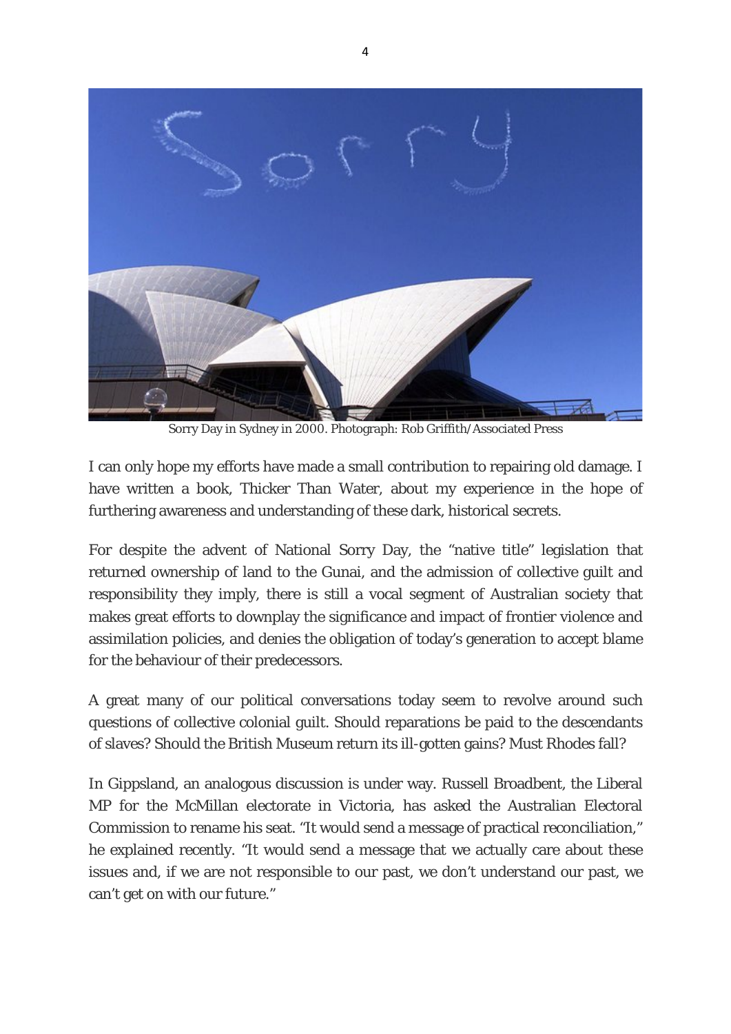Sorry Day in Sydney in 2000. Photograph: Rob Griffith/Associated Press

I can only hope my efforts have made a small contribution to repairing old damage. I have written a book, Thicker Than Water, about my experience in the hope of furthering awareness and understanding of these dark, historical secrets.

For despite the advent of National Sorry Day, the "native title" legislation that returned ownership of land to the Gunai, and the admission of collective guilt and responsibility they imply, there is still a vocal segment of Australian society that makes great efforts to downplay the significance and impact of frontier violence and assimilation policies, and denies the obligation of today's generation to accept blame for the behaviour of their predecessors.

A great many of our political conversations today seem to revolve around such questions of collective colonial guilt. Should reparations be paid to the descendants of slaves? Should the British Museum return its ill-gotten gains? Must Rhodes fall?

In Gippsland, an analogous discussion is under way. Russell Broadbent, the Liberal MP for the McMillan electorate in Victoria, has asked the Australian Electoral Commission to rename his seat. "It would send a message of practical reconciliation," he explained recently. "It would send a message that we actually care about these issues and, if we are not responsible to our past, we don't understand our past, we can't get on with our future."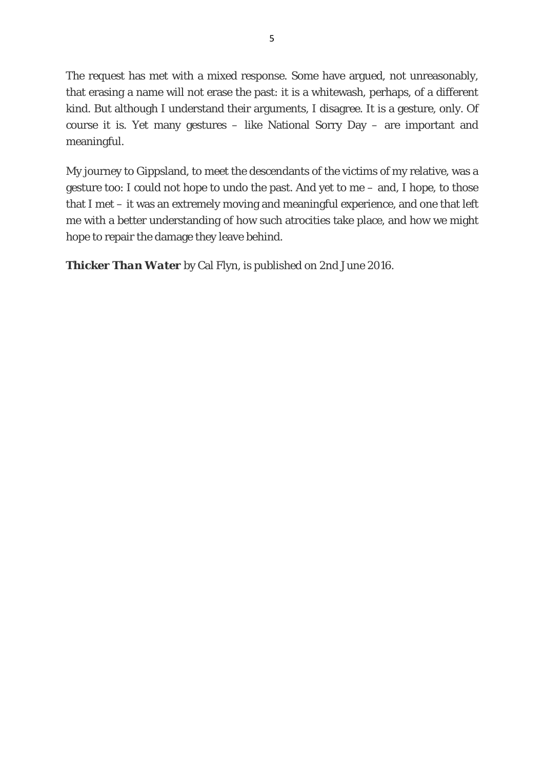The request has met with a mixed response. Some have argued, not unreasonably, that erasing a name will not erase the past: it is a whitewash, perhaps, of a different kind. But although I understand their arguments, I disagree. It is a gesture, only. Of course it is. Yet many gestures – like National Sorry Day – are important and meaningful.

My journey to Gippsland, to meet the descendants of the victims of my relative, was a gesture too: I could not hope to undo the past. And yet to me – and, I hope, to those that I met – it was an extremely moving and meaningful experience, and one that left me with a better understanding of how such atrocities take place, and how we might hope to repair the damage they leave behind.

***Thicker Than Water*** by Cal Flyn, is published on 2nd June 2016.